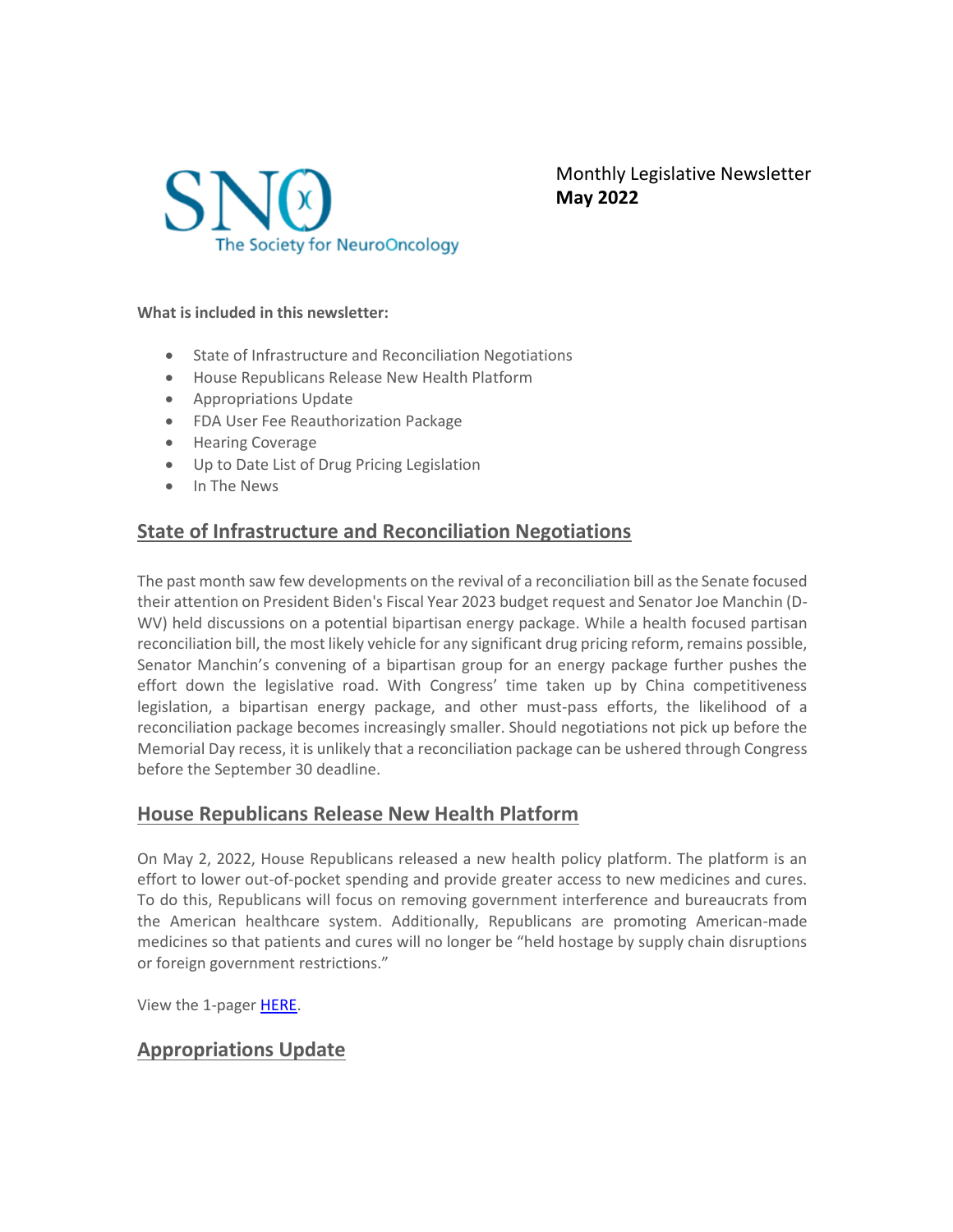SNO The Society for NeuroOncology

Monthly Legislative Newsletter
**May 2022**

**What is included in this newsletter:**

- State of Infrastructure and Reconciliation Negotiations
- House Republicans Release New Health Platform
- Appropriations Update
- FDA User Fee Reauthorization Package
- Hearing Coverage
- Up to Date List of Drug Pricing Legislation
- In The News

## State of Infrastructure and Reconciliation Negotiations

The past month saw few developments on the revival of a reconciliation bill as the Senate focused their attention on President Biden's Fiscal Year 2023 budget request and Senator Joe Manchin (D-WV) held discussions on a potential bipartisan energy package. While a health focused partisan reconciliation bill, the most likely vehicle for any significant drug pricing reform, remains possible, Senator Manchin's convening of a bipartisan group for an energy package further pushes the effort down the legislative road. With Congress' time taken up by China competitiveness legislation, a bipartisan energy package, and other must-pass efforts, the likelihood of a reconciliation package becomes increasingly smaller. Should negotiations not pick up before the Memorial Day recess, it is unlikely that a reconciliation package can be ushered through Congress before the September 30 deadline.

## House Republicans Release New Health Platform

On May 2, 2022, House Republicans released a new health policy platform. The platform is an effort to lower out-of-pocket spending and provide greater access to new medicines and cures. To do this, Republicans will focus on removing government interference and bureaucrats from the American healthcare system. Additionally, Republicans are promoting American-made medicines so that patients and cures will no longer be "held hostage by supply chain disruptions or foreign government restrictions."

View the 1-pager HERE.

## Appropriations Update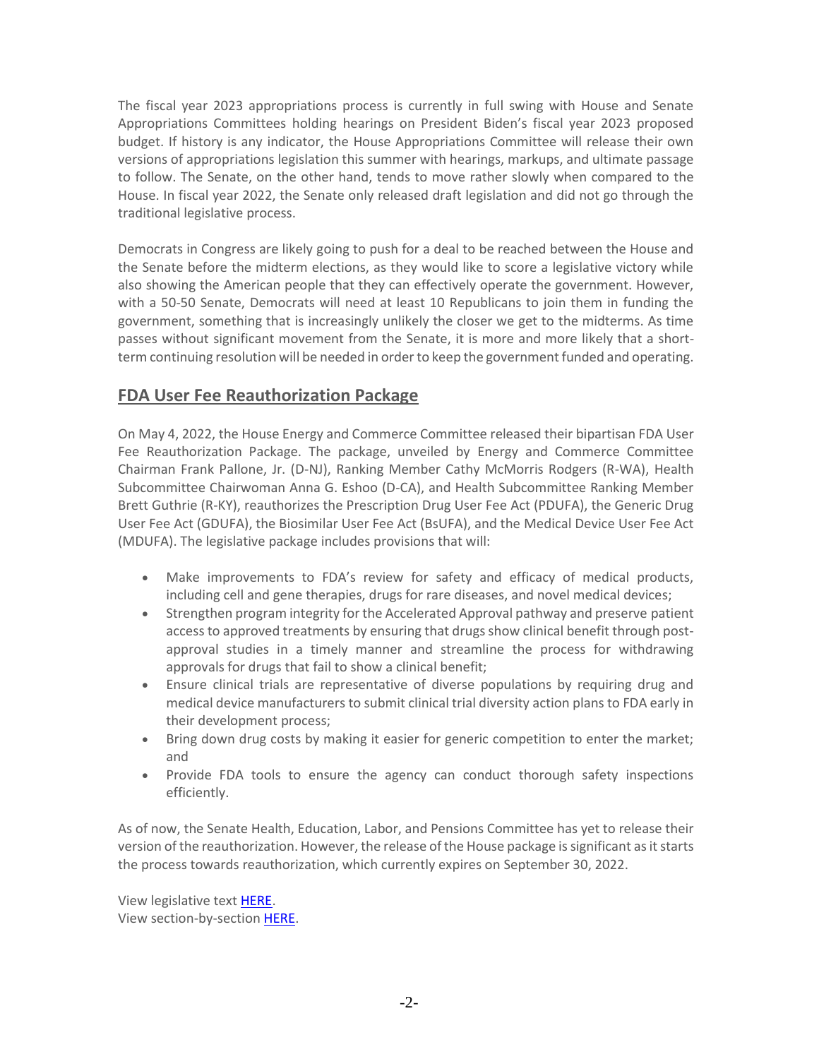The fiscal year 2023 appropriations process is currently in full swing with House and Senate Appropriations Committees holding hearings on President Biden's fiscal year 2023 proposed budget. If history is any indicator, the House Appropriations Committee will release their own versions of appropriations legislation this summer with hearings, markups, and ultimate passage to follow. The Senate, on the other hand, tends to move rather slowly when compared to the House. In fiscal year 2022, the Senate only released draft legislation and did not go through the traditional legislative process.

Democrats in Congress are likely going to push for a deal to be reached between the House and the Senate before the midterm elections, as they would like to score a legislative victory while also showing the American people that they can effectively operate the government. However, with a 50-50 Senate, Democrats will need at least 10 Republicans to join them in funding the government, something that is increasingly unlikely the closer we get to the midterms. As time passes without significant movement from the Senate, it is more and more likely that a short-term continuing resolution will be needed in order to keep the government funded and operating.

## FDA User Fee Reauthorization Package

On May 4, 2022, the House Energy and Commerce Committee released their bipartisan FDA User Fee Reauthorization Package. The package, unveiled by Energy and Commerce Committee Chairman Frank Pallone, Jr. (D-NJ), Ranking Member Cathy McMorris Rodgers (R-WA), Health Subcommittee Chairwoman Anna G. Eshoo (D-CA), and Health Subcommittee Ranking Member Brett Guthrie (R-KY), reauthorizes the Prescription Drug User Fee Act (PDUFA), the Generic Drug User Fee Act (GDUFA), the Biosimilar User Fee Act (BsUFA), and the Medical Device User Fee Act (MDUFA). The legislative package includes provisions that will:

- Make improvements to FDA's review for safety and efficacy of medical products, including cell and gene therapies, drugs for rare diseases, and novel medical devices;
- Strengthen program integrity for the Accelerated Approval pathway and preserve patient access to approved treatments by ensuring that drugs show clinical benefit through post-approval studies in a timely manner and streamline the process for withdrawing approvals for drugs that fail to show a clinical benefit;
- Ensure clinical trials are representative of diverse populations by requiring drug and medical device manufacturers to submit clinical trial diversity action plans to FDA early in their development process;
- Bring down drug costs by making it easier for generic competition to enter the market; and
- Provide FDA tools to ensure the agency can conduct thorough safety inspections efficiently.

As of now, the Senate Health, Education, Labor, and Pensions Committee has yet to release their version of the reauthorization. However, the release of the House package is significant as it starts the process towards reauthorization, which currently expires on September 30, 2022.

View legislative text HERE.
View section-by-section HERE.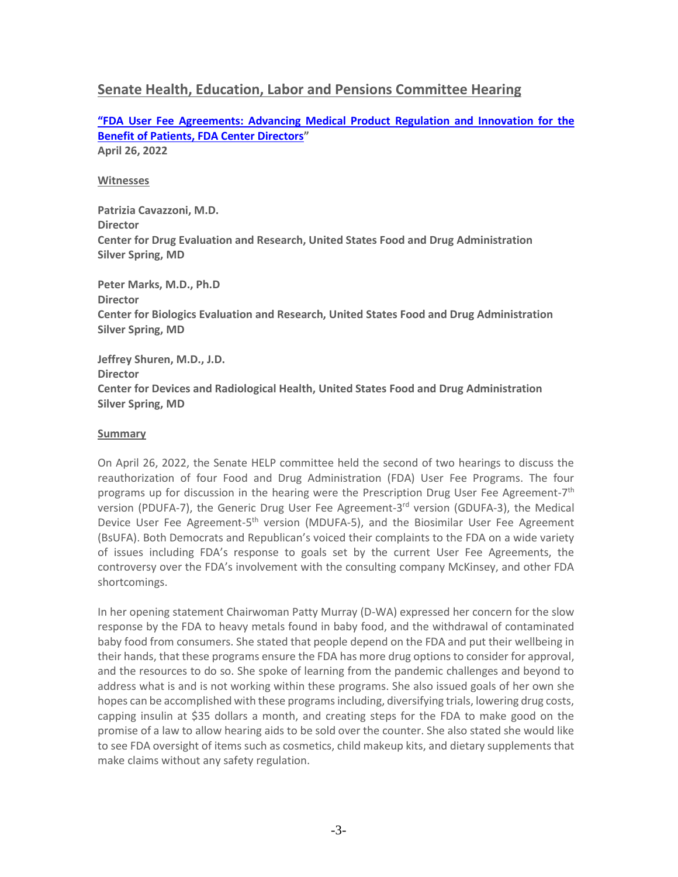## Senate Health, Education, Labor and Pensions Committee Hearing

**"FDA User Fee Agreements: Advancing Medical Product Regulation and Innovation for the Benefit of Patients, FDA Center Directors"**
**April 26, 2022**

**Witnesses**

**Patrizia Cavazzoni, M.D.**
**Director**
**Center for Drug Evaluation and Research, United States Food and Drug Administration**
**Silver Spring, MD**

**Peter Marks, M.D., Ph.D**
**Director**
**Center for Biologics Evaluation and Research, United States Food and Drug Administration**
**Silver Spring, MD**

**Jeffrey Shuren, M.D., J.D.**
**Director**
**Center for Devices and Radiological Health, United States Food and Drug Administration**
**Silver Spring, MD**

**Summary**

On April 26, 2022, the Senate HELP committee held the second of two hearings to discuss the reauthorization of four Food and Drug Administration (FDA) User Fee Programs. The four programs up for discussion in the hearing were the Prescription Drug User Fee Agreement-7th version (PDUFA-7), the Generic Drug User Fee Agreement-3rd version (GDUFA-3), the Medical Device User Fee Agreement-5th version (MDUFA-5), and the Biosimilar User Fee Agreement (BsUFA). Both Democrats and Republican's voiced their complaints to the FDA on a wide variety of issues including FDA's response to goals set by the current User Fee Agreements, the controversy over the FDA's involvement with the consulting company McKinsey, and other FDA shortcomings.

In her opening statement Chairwoman Patty Murray (D-WA) expressed her concern for the slow response by the FDA to heavy metals found in baby food, and the withdrawal of contaminated baby food from consumers. She stated that people depend on the FDA and put their wellbeing in their hands, that these programs ensure the FDA has more drug options to consider for approval, and the resources to do so. She spoke of learning from the pandemic challenges and beyond to address what is and is not working within these programs. She also issued goals of her own she hopes can be accomplished with these programs including, diversifying trials, lowering drug costs, capping insulin at $35 dollars a month, and creating steps for the FDA to make good on the promise of a law to allow hearing aids to be sold over the counter. She also stated she would like to see FDA oversight of items such as cosmetics, child makeup kits, and dietary supplements that make claims without any safety regulation.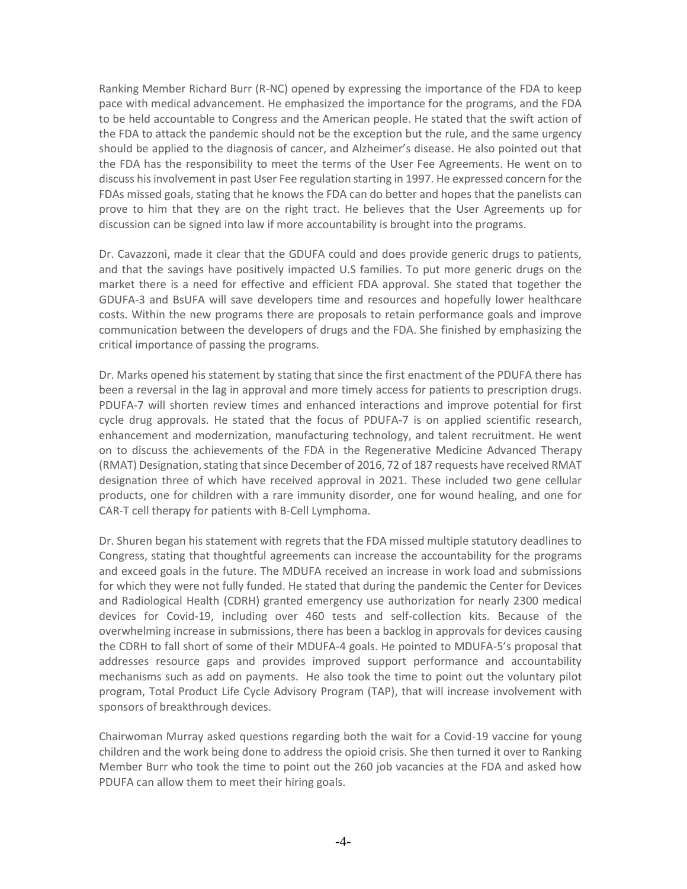Ranking Member Richard Burr (R-NC) opened by expressing the importance of the FDA to keep pace with medical advancement. He emphasized the importance for the programs, and the FDA to be held accountable to Congress and the American people. He stated that the swift action of the FDA to attack the pandemic should not be the exception but the rule, and the same urgency should be applied to the diagnosis of cancer, and Alzheimer's disease. He also pointed out that the FDA has the responsibility to meet the terms of the User Fee Agreements. He went on to discuss his involvement in past User Fee regulation starting in 1997. He expressed concern for the FDAs missed goals, stating that he knows the FDA can do better and hopes that the panelists can prove to him that they are on the right tract. He believes that the User Agreements up for discussion can be signed into law if more accountability is brought into the programs.

Dr. Cavazzoni, made it clear that the GDUFA could and does provide generic drugs to patients, and that the savings have positively impacted U.S families. To put more generic drugs on the market there is a need for effective and efficient FDA approval. She stated that together the GDUFA-3 and BsUFA will save developers time and resources and hopefully lower healthcare costs. Within the new programs there are proposals to retain performance goals and improve communication between the developers of drugs and the FDA. She finished by emphasizing the critical importance of passing the programs.

Dr. Marks opened his statement by stating that since the first enactment of the PDUFA there has been a reversal in the lag in approval and more timely access for patients to prescription drugs. PDUFA-7 will shorten review times and enhanced interactions and improve potential for first cycle drug approvals. He stated that the focus of PDUFA-7 is on applied scientific research, enhancement and modernization, manufacturing technology, and talent recruitment. He went on to discuss the achievements of the FDA in the Regenerative Medicine Advanced Therapy (RMAT) Designation, stating that since December of 2016, 72 of 187 requests have received RMAT designation three of which have received approval in 2021. These included two gene cellular products, one for children with a rare immunity disorder, one for wound healing, and one for CAR-T cell therapy for patients with B-Cell Lymphoma.

Dr. Shuren began his statement with regrets that the FDA missed multiple statutory deadlines to Congress, stating that thoughtful agreements can increase the accountability for the programs and exceed goals in the future. The MDUFA received an increase in work load and submissions for which they were not fully funded. He stated that during the pandemic the Center for Devices and Radiological Health (CDRH) granted emergency use authorization for nearly 2300 medical devices for Covid-19, including over 460 tests and self-collection kits. Because of the overwhelming increase in submissions, there has been a backlog in approvals for devices causing the CDRH to fall short of some of their MDUFA-4 goals. He pointed to MDUFA-5's proposal that addresses resource gaps and provides improved support performance and accountability mechanisms such as add on payments. He also took the time to point out the voluntary pilot program, Total Product Life Cycle Advisory Program (TAP), that will increase involvement with sponsors of breakthrough devices.

Chairwoman Murray asked questions regarding both the wait for a Covid-19 vaccine for young children and the work being done to address the opioid crisis. She then turned it over to Ranking Member Burr who took the time to point out the 260 job vacancies at the FDA and asked how PDUFA can allow them to meet their hiring goals.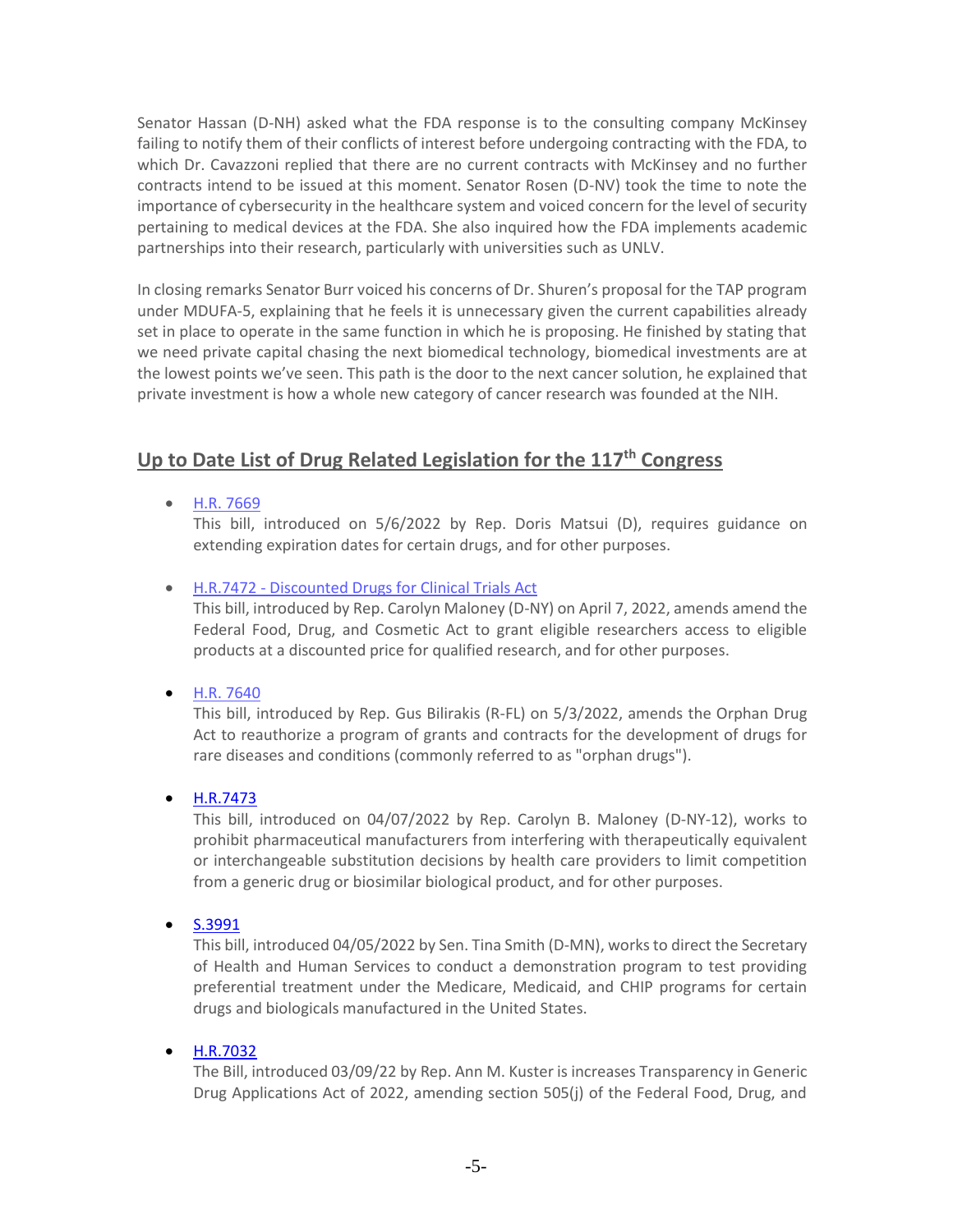Senator Hassan (D-NH) asked what the FDA response is to the consulting company McKinsey failing to notify them of their conflicts of interest before undergoing contracting with the FDA, to which Dr. Cavazzoni replied that there are no current contracts with McKinsey and no further contracts intend to be issued at this moment. Senator Rosen (D-NV) took the time to note the importance of cybersecurity in the healthcare system and voiced concern for the level of security pertaining to medical devices at the FDA. She also inquired how the FDA implements academic partnerships into their research, particularly with universities such as UNLV.

In closing remarks Senator Burr voiced his concerns of Dr. Shuren's proposal for the TAP program under MDUFA-5, explaining that he feels it is unnecessary given the current capabilities already set in place to operate in the same function in which he is proposing. He finished by stating that we need private capital chasing the next biomedical technology, biomedical investments are at the lowest points we've seen. This path is the door to the next cancer solution, he explained that private investment is how a whole new category of cancer research was founded at the NIH.

## Up to Date List of Drug Related Legislation for the 117th Congress

- H.R. 7669
  This bill, introduced on 5/6/2022 by Rep. Doris Matsui (D), requires guidance on extending expiration dates for certain drugs, and for other purposes.

- H.R.7472 - Discounted Drugs for Clinical Trials Act
  This bill, introduced by Rep. Carolyn Maloney (D-NY) on April 7, 2022, amends amend the Federal Food, Drug, and Cosmetic Act to grant eligible researchers access to eligible products at a discounted price for qualified research, and for other purposes.

- H.R. 7640
  This bill, introduced by Rep. Gus Bilirakis (R-FL) on 5/3/2022, amends the Orphan Drug Act to reauthorize a program of grants and contracts for the development of drugs for rare diseases and conditions (commonly referred to as "orphan drugs").

- H.R.7473
  This bill, introduced on 04/07/2022 by Rep. Carolyn B. Maloney (D-NY-12), works to prohibit pharmaceutical manufacturers from interfering with therapeutically equivalent or interchangeable substitution decisions by health care providers to limit competition from a generic drug or biosimilar biological product, and for other purposes.

- S.3991
  This bill, introduced 04/05/2022 by Sen. Tina Smith (D-MN), works to direct the Secretary of Health and Human Services to conduct a demonstration program to test providing preferential treatment under the Medicare, Medicaid, and CHIP programs for certain drugs and biologicals manufactured in the United States.

- H.R.7032
  The Bill, introduced 03/09/22 by Rep. Ann M. Kuster is increases Transparency in Generic Drug Applications Act of 2022, amending section 505(j) of the Federal Food, Drug, and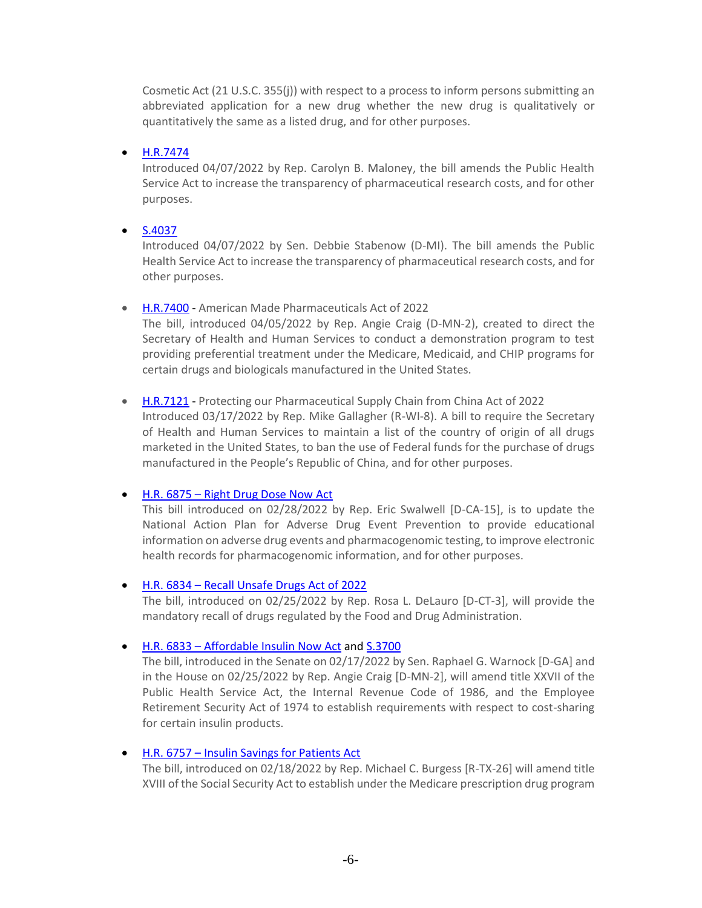Cosmetic Act (21 U.S.C. 355(j)) with respect to a process to inform persons submitting an abbreviated application for a new drug whether the new drug is qualitatively or quantitatively the same as a listed drug, and for other purposes.

- H.R.7474
  Introduced 04/07/2022 by Rep. Carolyn B. Maloney, the bill amends the Public Health Service Act to increase the transparency of pharmaceutical research costs, and for other purposes.

- S.4037
  Introduced 04/07/2022 by Sen. Debbie Stabenow (D-MI). The bill amends the Public Health Service Act to increase the transparency of pharmaceutical research costs, and for other purposes.

- H.R.7400 - American Made Pharmaceuticals Act of 2022
  The bill, introduced 04/05/2022 by Rep. Angie Craig (D-MN-2), created to direct the Secretary of Health and Human Services to conduct a demonstration program to test providing preferential treatment under the Medicare, Medicaid, and CHIP programs for certain drugs and biologicals manufactured in the United States.

- H.R.7121 - Protecting our Pharmaceutical Supply Chain from China Act of 2022
  Introduced 03/17/2022 by Rep. Mike Gallagher (R-WI-8). A bill to require the Secretary of Health and Human Services to maintain a list of the country of origin of all drugs marketed in the United States, to ban the use of Federal funds for the purchase of drugs manufactured in the People's Republic of China, and for other purposes.

- H.R. 6875 – Right Drug Dose Now Act
  This bill introduced on 02/28/2022 by Rep. Eric Swalwell [D-CA-15], is to update the National Action Plan for Adverse Drug Event Prevention to provide educational information on adverse drug events and pharmacogenomic testing, to improve electronic health records for pharmacogenomic information, and for other purposes.

- H.R. 6834 – Recall Unsafe Drugs Act of 2022
  The bill, introduced on 02/25/2022 by Rep. Rosa L. DeLauro [D-CT-3], will provide the mandatory recall of drugs regulated by the Food and Drug Administration.

- H.R. 6833 – Affordable Insulin Now Act and S.3700
  The bill, introduced in the Senate on 02/17/2022 by Sen. Raphael G. Warnock [D-GA] and in the House on 02/25/2022 by Rep. Angie Craig [D-MN-2], will amend title XXVII of the Public Health Service Act, the Internal Revenue Code of 1986, and the Employee Retirement Security Act of 1974 to establish requirements with respect to cost-sharing for certain insulin products.

- H.R. 6757 – Insulin Savings for Patients Act
  The bill, introduced on 02/18/2022 by Rep. Michael C. Burgess [R-TX-26] will amend title XVIII of the Social Security Act to establish under the Medicare prescription drug program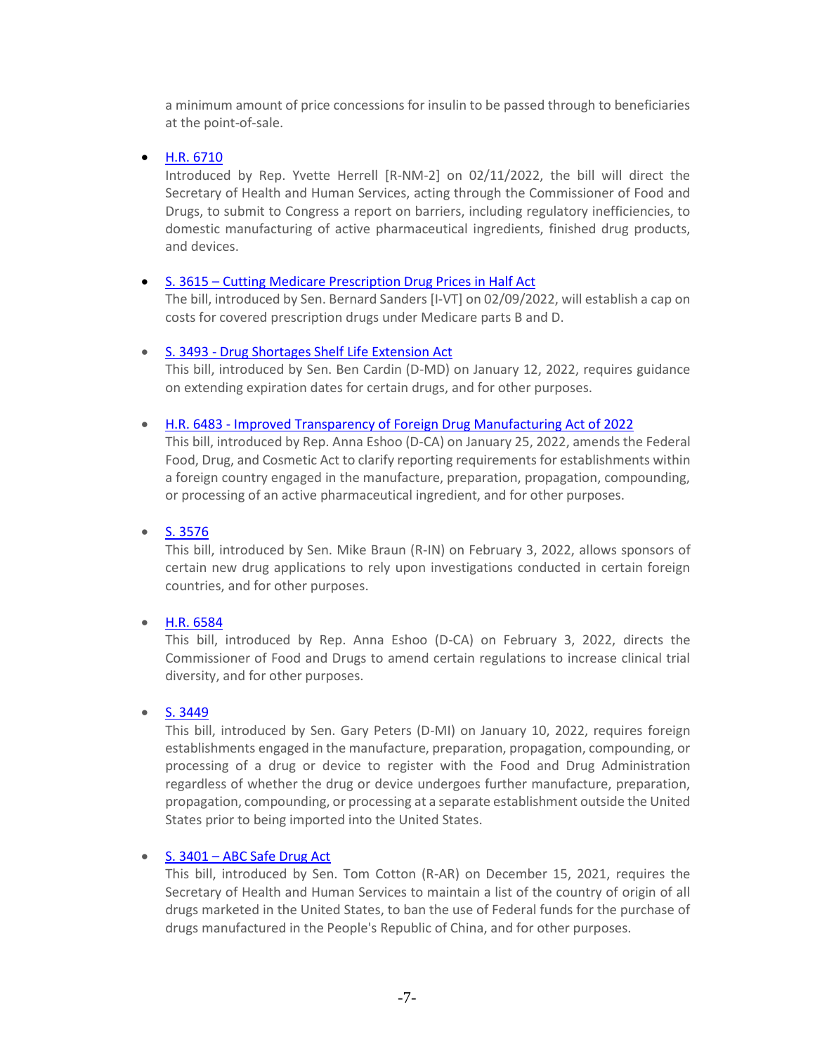a minimum amount of price concessions for insulin to be passed through to beneficiaries at the point-of-sale.

- [H.R. 6710]()
  Introduced by Rep. Yvette Herrell [R-NM-2] on 02/11/2022, the bill will direct the Secretary of Health and Human Services, acting through the Commissioner of Food and Drugs, to submit to Congress a report on barriers, including regulatory inefficiencies, to domestic manufacturing of active pharmaceutical ingredients, finished drug products, and devices.

- [S. 3615 – Cutting Medicare Prescription Drug Prices in Half Act]()
  The bill, introduced by Sen. Bernard Sanders [I-VT] on 02/09/2022, will establish a cap on costs for covered prescription drugs under Medicare parts B and D.

- [S. 3493 - Drug Shortages Shelf Life Extension Act]()
  This bill, introduced by Sen. Ben Cardin (D-MD) on January 12, 2022, requires guidance on extending expiration dates for certain drugs, and for other purposes.

- [H.R. 6483 - Improved Transparency of Foreign Drug Manufacturing Act of 2022]()
  This bill, introduced by Rep. Anna Eshoo (D-CA) on January 25, 2022, amends the Federal Food, Drug, and Cosmetic Act to clarify reporting requirements for establishments within a foreign country engaged in the manufacture, preparation, propagation, compounding, or processing of an active pharmaceutical ingredient, and for other purposes.

- [S. 3576]()
  This bill, introduced by Sen. Mike Braun (R-IN) on February 3, 2022, allows sponsors of certain new drug applications to rely upon investigations conducted in certain foreign countries, and for other purposes.

- [H.R. 6584]()
  This bill, introduced by Rep. Anna Eshoo (D-CA) on February 3, 2022, directs the Commissioner of Food and Drugs to amend certain regulations to increase clinical trial diversity, and for other purposes.

- [S. 3449]()
  This bill, introduced by Sen. Gary Peters (D-MI) on January 10, 2022, requires foreign establishments engaged in the manufacture, preparation, propagation, compounding, or processing of a drug or device to register with the Food and Drug Administration regardless of whether the drug or device undergoes further manufacture, preparation, propagation, compounding, or processing at a separate establishment outside the United States prior to being imported into the United States.

- [S. 3401 – ABC Safe Drug Act]()
  This bill, introduced by Sen. Tom Cotton (R-AR) on December 15, 2021, requires the Secretary of Health and Human Services to maintain a list of the country of origin of all drugs marketed in the United States, to ban the use of Federal funds for the purchase of drugs manufactured in the People's Republic of China, and for other purposes.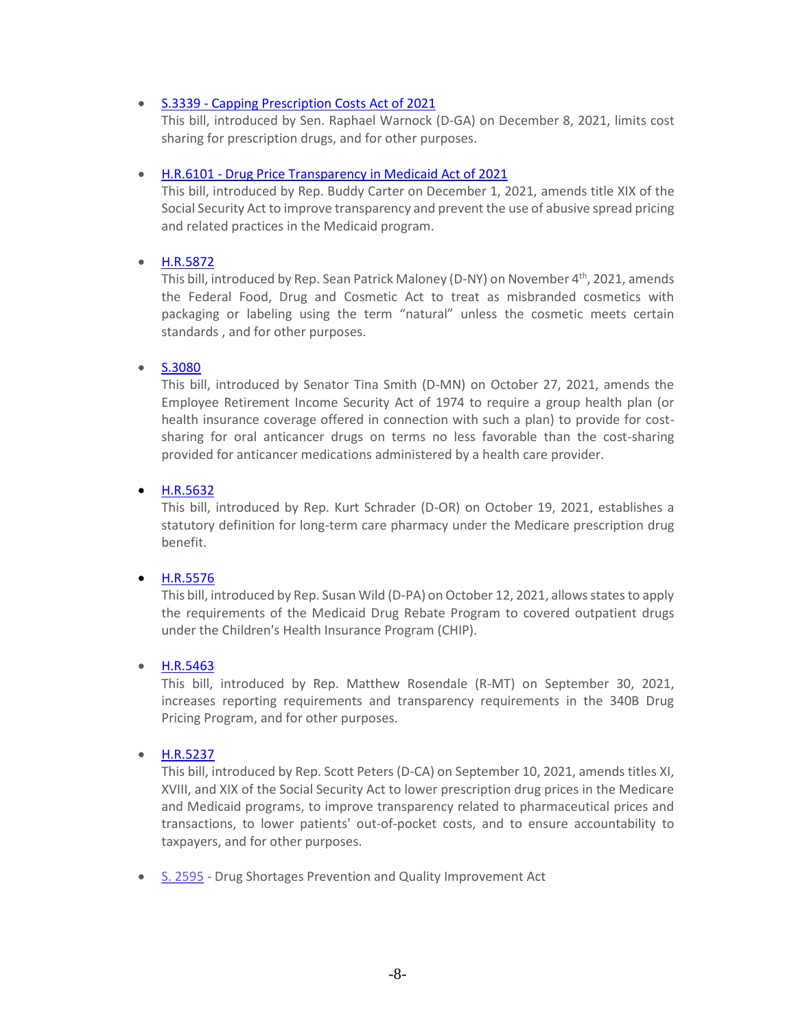- [S.3339 - Capping Prescription Costs Act of 2021]
  This bill, introduced by Sen. Raphael Warnock (D-GA) on December 8, 2021, limits cost sharing for prescription drugs, and for other purposes.

- [H.R.6101 - Drug Price Transparency in Medicaid Act of 2021]
  This bill, introduced by Rep. Buddy Carter on December 1, 2021, amends title XIX of the Social Security Act to improve transparency and prevent the use of abusive spread pricing and related practices in the Medicaid program.

- [H.R.5872]
  This bill, introduced by Rep. Sean Patrick Maloney (D-NY) on November 4th, 2021, amends the Federal Food, Drug and Cosmetic Act to treat as misbranded cosmetics with packaging or labeling using the term "natural" unless the cosmetic meets certain standards , and for other purposes.

- [S.3080]
  This bill, introduced by Senator Tina Smith (D-MN) on October 27, 2021, amends the Employee Retirement Income Security Act of 1974 to require a group health plan (or health insurance coverage offered in connection with such a plan) to provide for cost-sharing for oral anticancer drugs on terms no less favorable than the cost-sharing provided for anticancer medications administered by a health care provider.

- [H.R.5632]
  This bill, introduced by Rep. Kurt Schrader (D-OR) on October 19, 2021, establishes a statutory definition for long-term care pharmacy under the Medicare prescription drug benefit.

- [H.R.5576]
  This bill, introduced by Rep. Susan Wild (D-PA) on October 12, 2021, allows states to apply the requirements of the Medicaid Drug Rebate Program to covered outpatient drugs under the Children's Health Insurance Program (CHIP).

- [H.R.5463]
  This bill, introduced by Rep. Matthew Rosendale (R-MT) on September 30, 2021, increases reporting requirements and transparency requirements in the 340B Drug Pricing Program, and for other purposes.

- [H.R.5237]
  This bill, introduced by Rep. Scott Peters (D-CA) on September 10, 2021, amends titles XI, XVIII, and XIX of the Social Security Act to lower prescription drug prices in the Medicare and Medicaid programs, to improve transparency related to pharmaceutical prices and transactions, to lower patients' out-of-pocket costs, and to ensure accountability to taxpayers, and for other purposes.

- [S. 2595] - Drug Shortages Prevention and Quality Improvement Act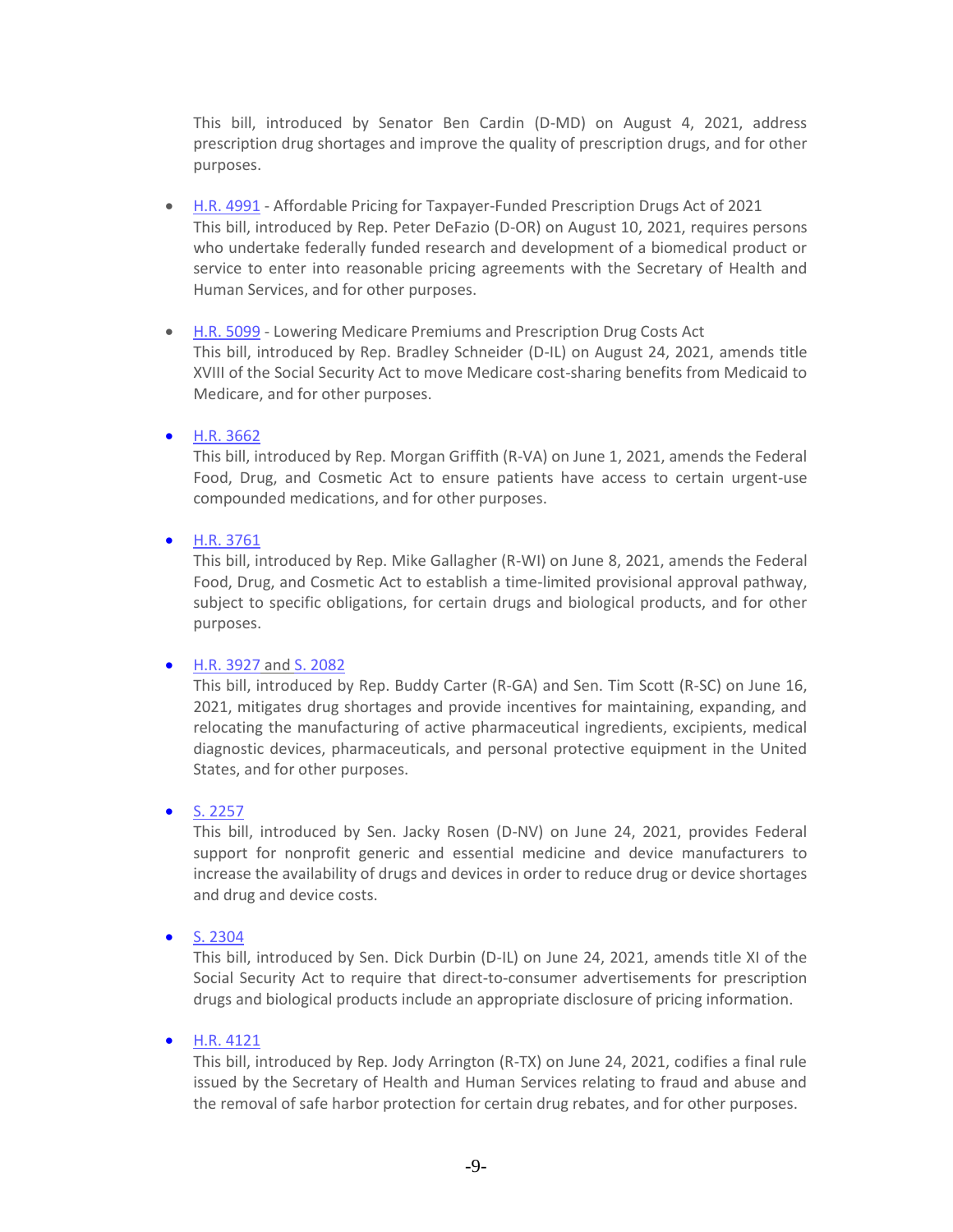This bill, introduced by Senator Ben Cardin (D-MD) on August 4, 2021, address prescription drug shortages and improve the quality of prescription drugs, and for other purposes.

- H.R. 4991 - Affordable Pricing for Taxpayer-Funded Prescription Drugs Act of 2021
  This bill, introduced by Rep. Peter DeFazio (D-OR) on August 10, 2021, requires persons who undertake federally funded research and development of a biomedical product or service to enter into reasonable pricing agreements with the Secretary of Health and Human Services, and for other purposes.

- H.R. 5099 - Lowering Medicare Premiums and Prescription Drug Costs Act
  This bill, introduced by Rep. Bradley Schneider (D-IL) on August 24, 2021, amends title XVIII of the Social Security Act to move Medicare cost-sharing benefits from Medicaid to Medicare, and for other purposes.

- H.R. 3662
  This bill, introduced by Rep. Morgan Griffith (R-VA) on June 1, 2021, amends the Federal Food, Drug, and Cosmetic Act to ensure patients have access to certain urgent-use compounded medications, and for other purposes.

- H.R. 3761
  This bill, introduced by Rep. Mike Gallagher (R-WI) on June 8, 2021, amends the Federal Food, Drug, and Cosmetic Act to establish a time-limited provisional approval pathway, subject to specific obligations, for certain drugs and biological products, and for other purposes.

- H.R. 3927 and S. 2082
  This bill, introduced by Rep. Buddy Carter (R-GA) and Sen. Tim Scott (R-SC) on June 16, 2021, mitigates drug shortages and provide incentives for maintaining, expanding, and relocating the manufacturing of active pharmaceutical ingredients, excipients, medical diagnostic devices, pharmaceuticals, and personal protective equipment in the United States, and for other purposes.

- S. 2257
  This bill, introduced by Sen. Jacky Rosen (D-NV) on June 24, 2021, provides Federal support for nonprofit generic and essential medicine and device manufacturers to increase the availability of drugs and devices in order to reduce drug or device shortages and drug and device costs.

- S. 2304
  This bill, introduced by Sen. Dick Durbin (D-IL) on June 24, 2021, amends title XI of the Social Security Act to require that direct-to-consumer advertisements for prescription drugs and biological products include an appropriate disclosure of pricing information.

- H.R. 4121
  This bill, introduced by Rep. Jody Arrington (R-TX) on June 24, 2021, codifies a final rule issued by the Secretary of Health and Human Services relating to fraud and abuse and the removal of safe harbor protection for certain drug rebates, and for other purposes.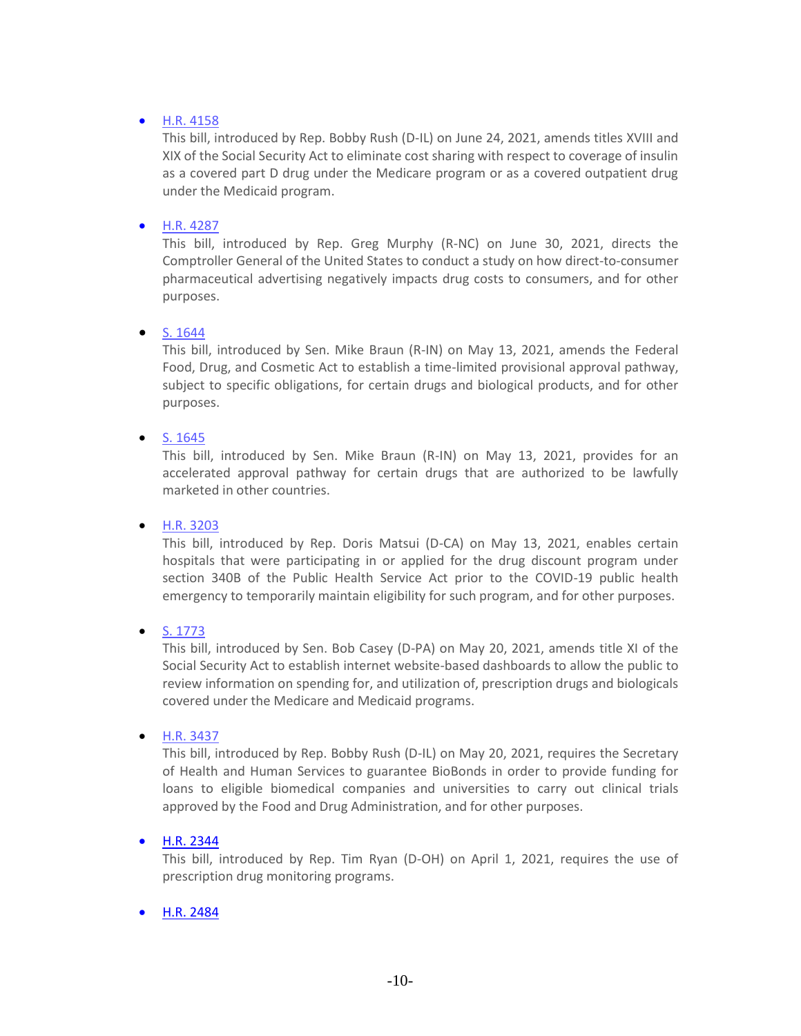- H.R. 4158
  This bill, introduced by Rep. Bobby Rush (D-IL) on June 24, 2021, amends titles XVIII and XIX of the Social Security Act to eliminate cost sharing with respect to coverage of insulin as a covered part D drug under the Medicare program or as a covered outpatient drug under the Medicaid program.

- H.R. 4287
  This bill, introduced by Rep. Greg Murphy (R-NC) on June 30, 2021, directs the Comptroller General of the United States to conduct a study on how direct-to-consumer pharmaceutical advertising negatively impacts drug costs to consumers, and for other purposes.

- S. 1644
  This bill, introduced by Sen. Mike Braun (R-IN) on May 13, 2021, amends the Federal Food, Drug, and Cosmetic Act to establish a time-limited provisional approval pathway, subject to specific obligations, for certain drugs and biological products, and for other purposes.

- S. 1645
  This bill, introduced by Sen. Mike Braun (R-IN) on May 13, 2021, provides for an accelerated approval pathway for certain drugs that are authorized to be lawfully marketed in other countries.

- H.R. 3203
  This bill, introduced by Rep. Doris Matsui (D-CA) on May 13, 2021, enables certain hospitals that were participating in or applied for the drug discount program under section 340B of the Public Health Service Act prior to the COVID-19 public health emergency to temporarily maintain eligibility for such program, and for other purposes.

- S. 1773
  This bill, introduced by Sen. Bob Casey (D-PA) on May 20, 2021, amends title XI of the Social Security Act to establish internet website-based dashboards to allow the public to review information on spending for, and utilization of, prescription drugs and biologicals covered under the Medicare and Medicaid programs.

- H.R. 3437
  This bill, introduced by Rep. Bobby Rush (D-IL) on May 20, 2021, requires the Secretary of Health and Human Services to guarantee BioBonds in order to provide funding for loans to eligible biomedical companies and universities to carry out clinical trials approved by the Food and Drug Administration, and for other purposes.

- H.R. 2344
  This bill, introduced by Rep. Tim Ryan (D-OH) on April 1, 2021, requires the use of prescription drug monitoring programs.

- H.R. 2484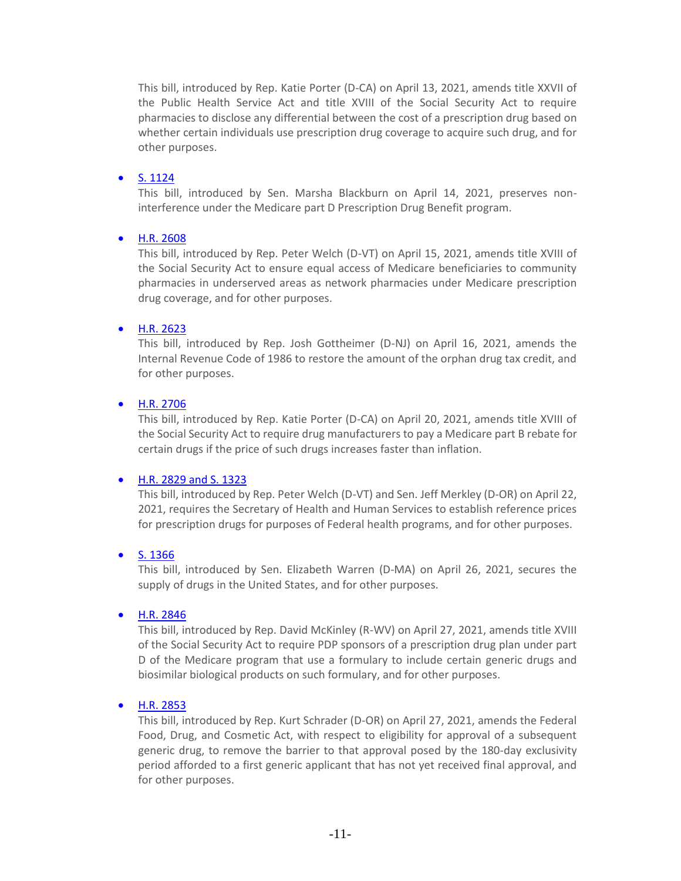This bill, introduced by Rep. Katie Porter (D-CA) on April 13, 2021, amends title XXVII of the Public Health Service Act and title XVIII of the Social Security Act to require pharmacies to disclose any differential between the cost of a prescription drug based on whether certain individuals use prescription drug coverage to acquire such drug, and for other purposes.

- S. 1124

  This bill, introduced by Sen. Marsha Blackburn on April 14, 2021, preserves non-interference under the Medicare part D Prescription Drug Benefit program.

- H.R. 2608

  This bill, introduced by Rep. Peter Welch (D-VT) on April 15, 2021, amends title XVIII of the Social Security Act to ensure equal access of Medicare beneficiaries to community pharmacies in underserved areas as network pharmacies under Medicare prescription drug coverage, and for other purposes.

- H.R. 2623

  This bill, introduced by Rep. Josh Gottheimer (D-NJ) on April 16, 2021, amends the Internal Revenue Code of 1986 to restore the amount of the orphan drug tax credit, and for other purposes.

- H.R. 2706

  This bill, introduced by Rep. Katie Porter (D-CA) on April 20, 2021, amends title XVIII of the Social Security Act to require drug manufacturers to pay a Medicare part B rebate for certain drugs if the price of such drugs increases faster than inflation.

- H.R. 2829 and S. 1323

  This bill, introduced by Rep. Peter Welch (D-VT) and Sen. Jeff Merkley (D-OR) on April 22, 2021, requires the Secretary of Health and Human Services to establish reference prices for prescription drugs for purposes of Federal health programs, and for other purposes.

- S. 1366

  This bill, introduced by Sen. Elizabeth Warren (D-MA) on April 26, 2021, secures the supply of drugs in the United States, and for other purposes.

- H.R. 2846

  This bill, introduced by Rep. David McKinley (R-WV) on April 27, 2021, amends title XVIII of the Social Security Act to require PDP sponsors of a prescription drug plan under part D of the Medicare program that use a formulary to include certain generic drugs and biosimilar biological products on such formulary, and for other purposes.

- H.R. 2853

  This bill, introduced by Rep. Kurt Schrader (D-OR) on April 27, 2021, amends the Federal Food, Drug, and Cosmetic Act, with respect to eligibility for approval of a subsequent generic drug, to remove the barrier to that approval posed by the 180-day exclusivity period afforded to a first generic applicant that has not yet received final approval, and for other purposes.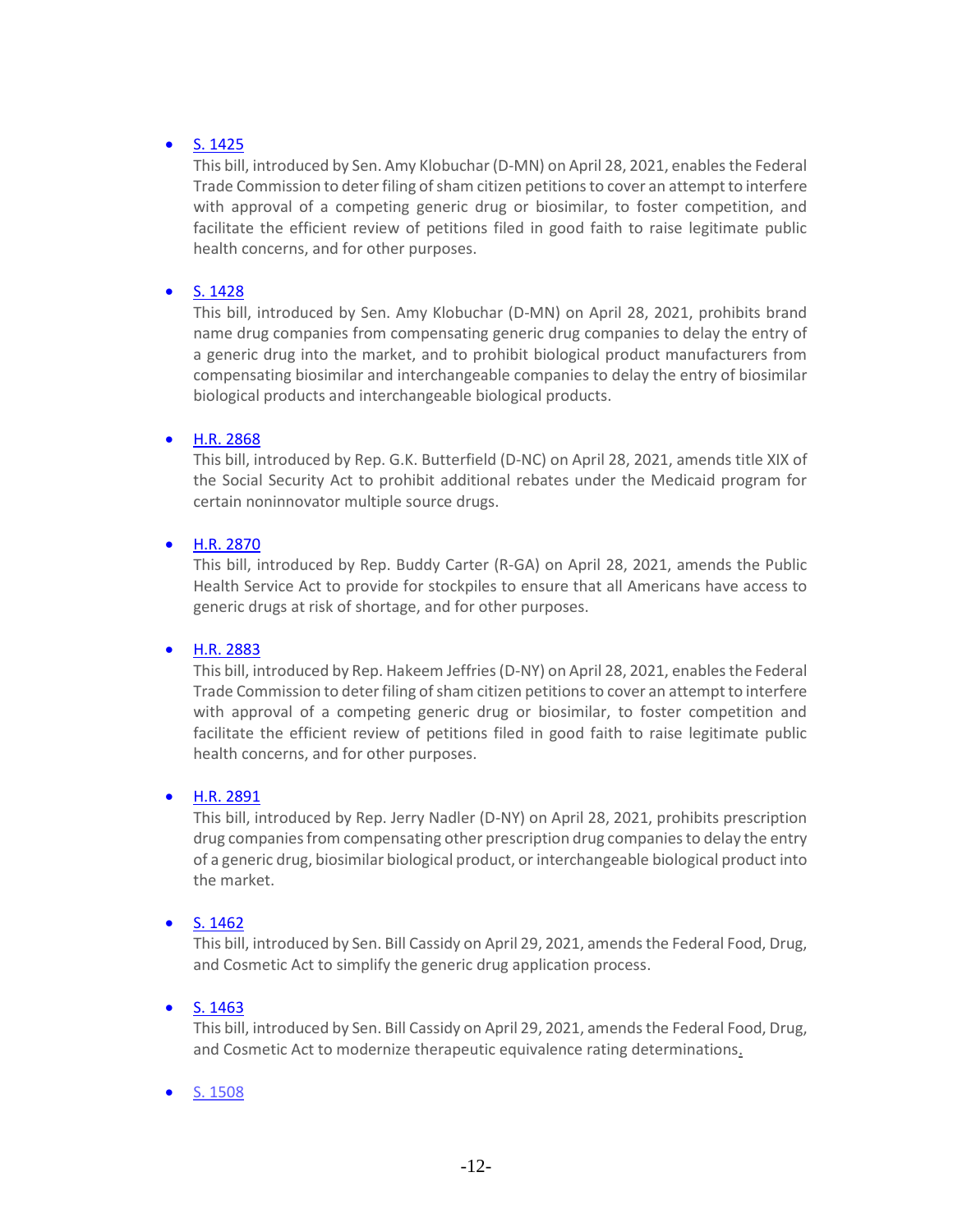- S. 1425
  This bill, introduced by Sen. Amy Klobuchar (D-MN) on April 28, 2021, enables the Federal Trade Commission to deter filing of sham citizen petitions to cover an attempt to interfere with approval of a competing generic drug or biosimilar, to foster competition, and facilitate the efficient review of petitions filed in good faith to raise legitimate public health concerns, and for other purposes.

- S. 1428
  This bill, introduced by Sen. Amy Klobuchar (D-MN) on April 28, 2021, prohibits brand name drug companies from compensating generic drug companies to delay the entry of a generic drug into the market, and to prohibit biological product manufacturers from compensating biosimilar and interchangeable companies to delay the entry of biosimilar biological products and interchangeable biological products.

- H.R. 2868
  This bill, introduced by Rep. G.K. Butterfield (D-NC) on April 28, 2021, amends title XIX of the Social Security Act to prohibit additional rebates under the Medicaid program for certain noninnovator multiple source drugs.

- H.R. 2870
  This bill, introduced by Rep. Buddy Carter (R-GA) on April 28, 2021, amends the Public Health Service Act to provide for stockpiles to ensure that all Americans have access to generic drugs at risk of shortage, and for other purposes.

- H.R. 2883
  This bill, introduced by Rep. Hakeem Jeffries (D-NY) on April 28, 2021, enables the Federal Trade Commission to deter filing of sham citizen petitions to cover an attempt to interfere with approval of a competing generic drug or biosimilar, to foster competition and facilitate the efficient review of petitions filed in good faith to raise legitimate public health concerns, and for other purposes.

- H.R. 2891
  This bill, introduced by Rep. Jerry Nadler (D-NY) on April 28, 2021, prohibits prescription drug companies from compensating other prescription drug companies to delay the entry of a generic drug, biosimilar biological product, or interchangeable biological product into the market.

- S. 1462
  This bill, introduced by Sen. Bill Cassidy on April 29, 2021, amends the Federal Food, Drug, and Cosmetic Act to simplify the generic drug application process.

- S. 1463
  This bill, introduced by Sen. Bill Cassidy on April 29, 2021, amends the Federal Food, Drug, and Cosmetic Act to modernize therapeutic equivalence rating determinations.

- S. 1508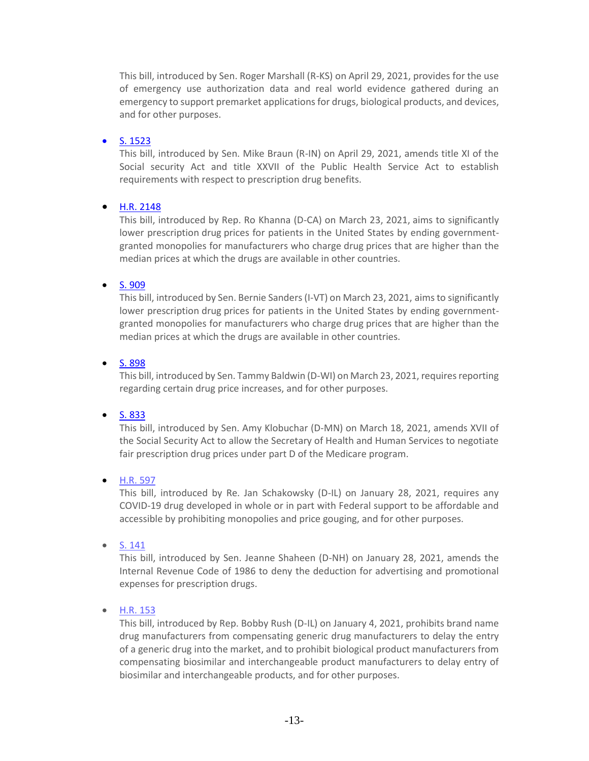This bill, introduced by Sen. Roger Marshall (R-KS) on April 29, 2021, provides for the use of emergency use authorization data and real world evidence gathered during an emergency to support premarket applications for drugs, biological products, and devices, and for other purposes.

- S. 1523
  This bill, introduced by Sen. Mike Braun (R-IN) on April 29, 2021, amends title XI of the Social security Act and title XXVII of the Public Health Service Act to establish requirements with respect to prescription drug benefits.

- H.R. 2148
  This bill, introduced by Rep. Ro Khanna (D-CA) on March 23, 2021, aims to significantly lower prescription drug prices for patients in the United States by ending government-granted monopolies for manufacturers who charge drug prices that are higher than the median prices at which the drugs are available in other countries.

- S. 909
  This bill, introduced by Sen. Bernie Sanders (I-VT) on March 23, 2021, aims to significantly lower prescription drug prices for patients in the United States by ending government-granted monopolies for manufacturers who charge drug prices that are higher than the median prices at which the drugs are available in other countries.

- S. 898
  This bill, introduced by Sen. Tammy Baldwin (D-WI) on March 23, 2021, requires reporting regarding certain drug price increases, and for other purposes.

- S. 833
  This bill, introduced by Sen. Amy Klobuchar (D-MN) on March 18, 2021, amends XVII of the Social Security Act to allow the Secretary of Health and Human Services to negotiate fair prescription drug prices under part D of the Medicare program.

- H.R. 597
  This bill, introduced by Re. Jan Schakowsky (D-IL) on January 28, 2021, requires any COVID-19 drug developed in whole or in part with Federal support to be affordable and accessible by prohibiting monopolies and price gouging, and for other purposes.

- S. 141
  This bill, introduced by Sen. Jeanne Shaheen (D-NH) on January 28, 2021, amends the Internal Revenue Code of 1986 to deny the deduction for advertising and promotional expenses for prescription drugs.

- H.R. 153
  This bill, introduced by Rep. Bobby Rush (D-IL) on January 4, 2021, prohibits brand name drug manufacturers from compensating generic drug manufacturers to delay the entry of a generic drug into the market, and to prohibit biological product manufacturers from compensating biosimilar and interchangeable product manufacturers to delay entry of biosimilar and interchangeable products, and for other purposes.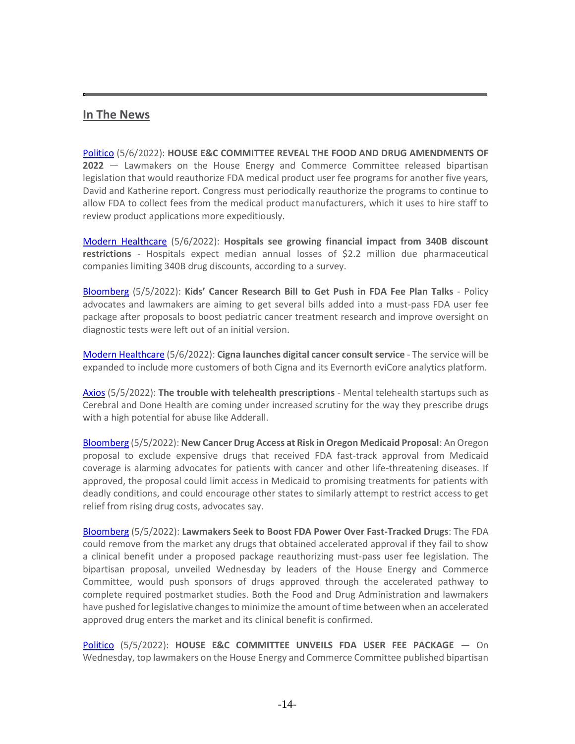## In The News

Politico (5/6/2022): **HOUSE E&C COMMITTEE REVEAL THE FOOD AND DRUG AMENDMENTS OF 2022** — Lawmakers on the House Energy and Commerce Committee released bipartisan legislation that would reauthorize FDA medical product user fee programs for another five years, David and Katherine report. Congress must periodically reauthorize the programs to continue to allow FDA to collect fees from the medical product manufacturers, which it uses to hire staff to review product applications more expeditiously.

Modern Healthcare (5/6/2022): **Hospitals see growing financial impact from 340B discount restrictions** - Hospitals expect median annual losses of $2.2 million due pharmaceutical companies limiting 340B drug discounts, according to a survey.

Bloomberg (5/5/2022): **Kids' Cancer Research Bill to Get Push in FDA Fee Plan Talks** - Policy advocates and lawmakers are aiming to get several bills added into a must-pass FDA user fee package after proposals to boost pediatric cancer treatment research and improve oversight on diagnostic tests were left out of an initial version.

Modern Healthcare (5/6/2022): **Cigna launches digital cancer consult service** - The service will be expanded to include more customers of both Cigna and its Evernorth eviCore analytics platform.

Axios (5/5/2022): **The trouble with telehealth prescriptions** - Mental telehealth startups such as Cerebral and Done Health are coming under increased scrutiny for the way they prescribe drugs with a high potential for abuse like Adderall.

Bloomberg (5/5/2022): **New Cancer Drug Access at Risk in Oregon Medicaid Proposal**: An Oregon proposal to exclude expensive drugs that received FDA fast-track approval from Medicaid coverage is alarming advocates for patients with cancer and other life-threatening diseases. If approved, the proposal could limit access in Medicaid to promising treatments for patients with deadly conditions, and could encourage other states to similarly attempt to restrict access to get relief from rising drug costs, advocates say.

Bloomberg (5/5/2022): **Lawmakers Seek to Boost FDA Power Over Fast-Tracked Drugs**: The FDA could remove from the market any drugs that obtained accelerated approval if they fail to show a clinical benefit under a proposed package reauthorizing must-pass user fee legislation. The bipartisan proposal, unveiled Wednesday by leaders of the House Energy and Commerce Committee, would push sponsors of drugs approved through the accelerated pathway to complete required postmarket studies. Both the Food and Drug Administration and lawmakers have pushed for legislative changes to minimize the amount of time between when an accelerated approved drug enters the market and its clinical benefit is confirmed.

Politico (5/5/2022): **HOUSE E&C COMMITTEE UNVEILS FDA USER FEE PACKAGE** — On Wednesday, top lawmakers on the House Energy and Commerce Committee published bipartisan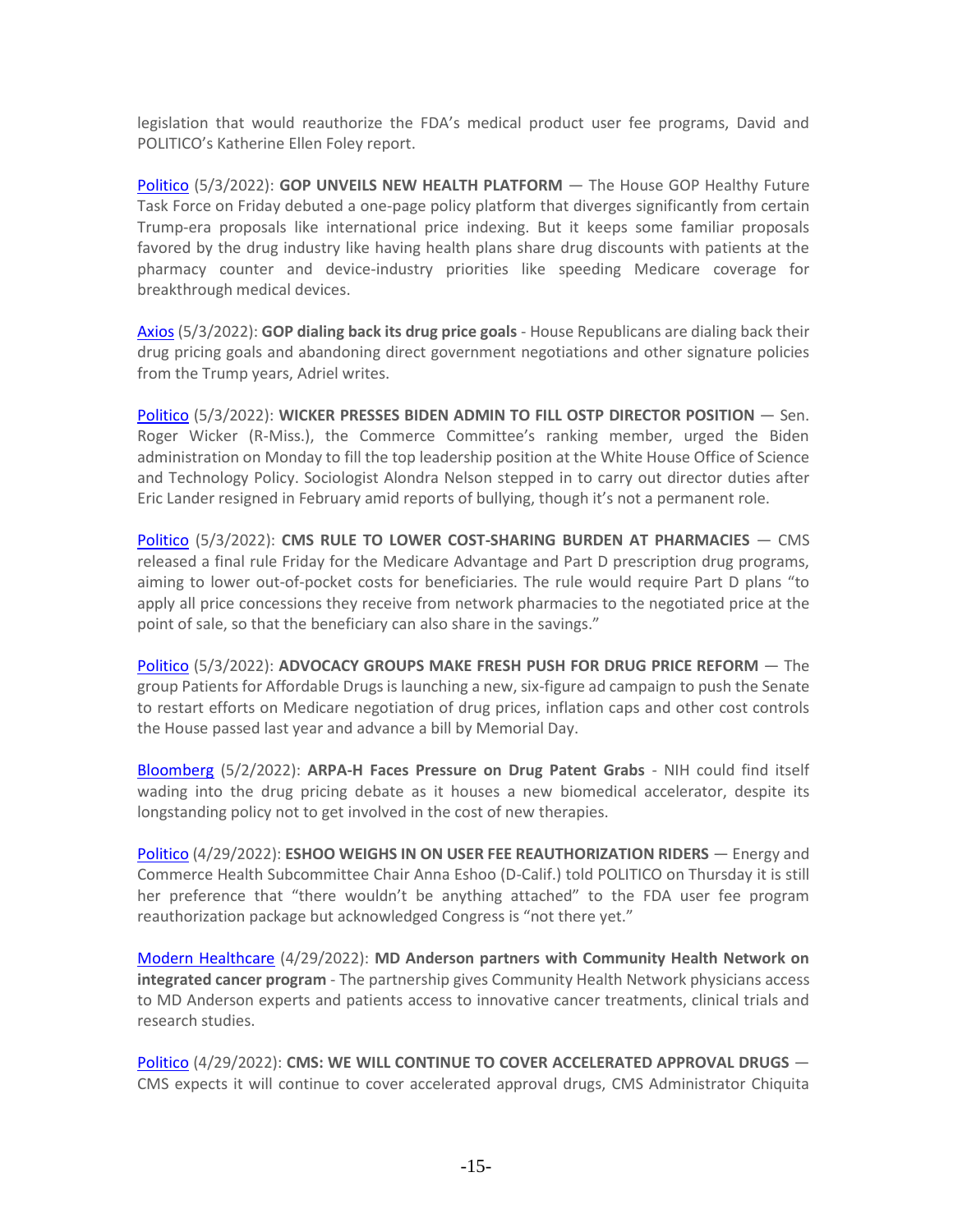legislation that would reauthorize the FDA's medical product user fee programs, David and POLITICO's Katherine Ellen Foley report.

Politico (5/3/2022): **GOP UNVEILS NEW HEALTH PLATFORM** — The House GOP Healthy Future Task Force on Friday debuted a one-page policy platform that diverges significantly from certain Trump-era proposals like international price indexing. But it keeps some familiar proposals favored by the drug industry like having health plans share drug discounts with patients at the pharmacy counter and device-industry priorities like speeding Medicare coverage for breakthrough medical devices.

Axios (5/3/2022): **GOP dialing back its drug price goals** - House Republicans are dialing back their drug pricing goals and abandoning direct government negotiations and other signature policies from the Trump years, Adriel writes.

Politico (5/3/2022): **WICKER PRESSES BIDEN ADMIN TO FILL OSTP DIRECTOR POSITION** — Sen. Roger Wicker (R-Miss.), the Commerce Committee's ranking member, urged the Biden administration on Monday to fill the top leadership position at the White House Office of Science and Technology Policy. Sociologist Alondra Nelson stepped in to carry out director duties after Eric Lander resigned in February amid reports of bullying, though it's not a permanent role.

Politico (5/3/2022): **CMS RULE TO LOWER COST-SHARING BURDEN AT PHARMACIES** — CMS released a final rule Friday for the Medicare Advantage and Part D prescription drug programs, aiming to lower out-of-pocket costs for beneficiaries. The rule would require Part D plans "to apply all price concessions they receive from network pharmacies to the negotiated price at the point of sale, so that the beneficiary can also share in the savings."

Politico (5/3/2022): **ADVOCACY GROUPS MAKE FRESH PUSH FOR DRUG PRICE REFORM** — The group Patients for Affordable Drugs is launching a new, six-figure ad campaign to push the Senate to restart efforts on Medicare negotiation of drug prices, inflation caps and other cost controls the House passed last year and advance a bill by Memorial Day.

Bloomberg (5/2/2022): **ARPA-H Faces Pressure on Drug Patent Grabs** - NIH could find itself wading into the drug pricing debate as it houses a new biomedical accelerator, despite its longstanding policy not to get involved in the cost of new therapies.

Politico (4/29/2022): **ESHOO WEIGHS IN ON USER FEE REAUTHORIZATION RIDERS** — Energy and Commerce Health Subcommittee Chair Anna Eshoo (D-Calif.) told POLITICO on Thursday it is still her preference that "there wouldn't be anything attached" to the FDA user fee program reauthorization package but acknowledged Congress is "not there yet."

Modern Healthcare (4/29/2022): **MD Anderson partners with Community Health Network on integrated cancer program** - The partnership gives Community Health Network physicians access to MD Anderson experts and patients access to innovative cancer treatments, clinical trials and research studies.

Politico (4/29/2022): **CMS: WE WILL CONTINUE TO COVER ACCELERATED APPROVAL DRUGS** — CMS expects it will continue to cover accelerated approval drugs, CMS Administrator Chiquita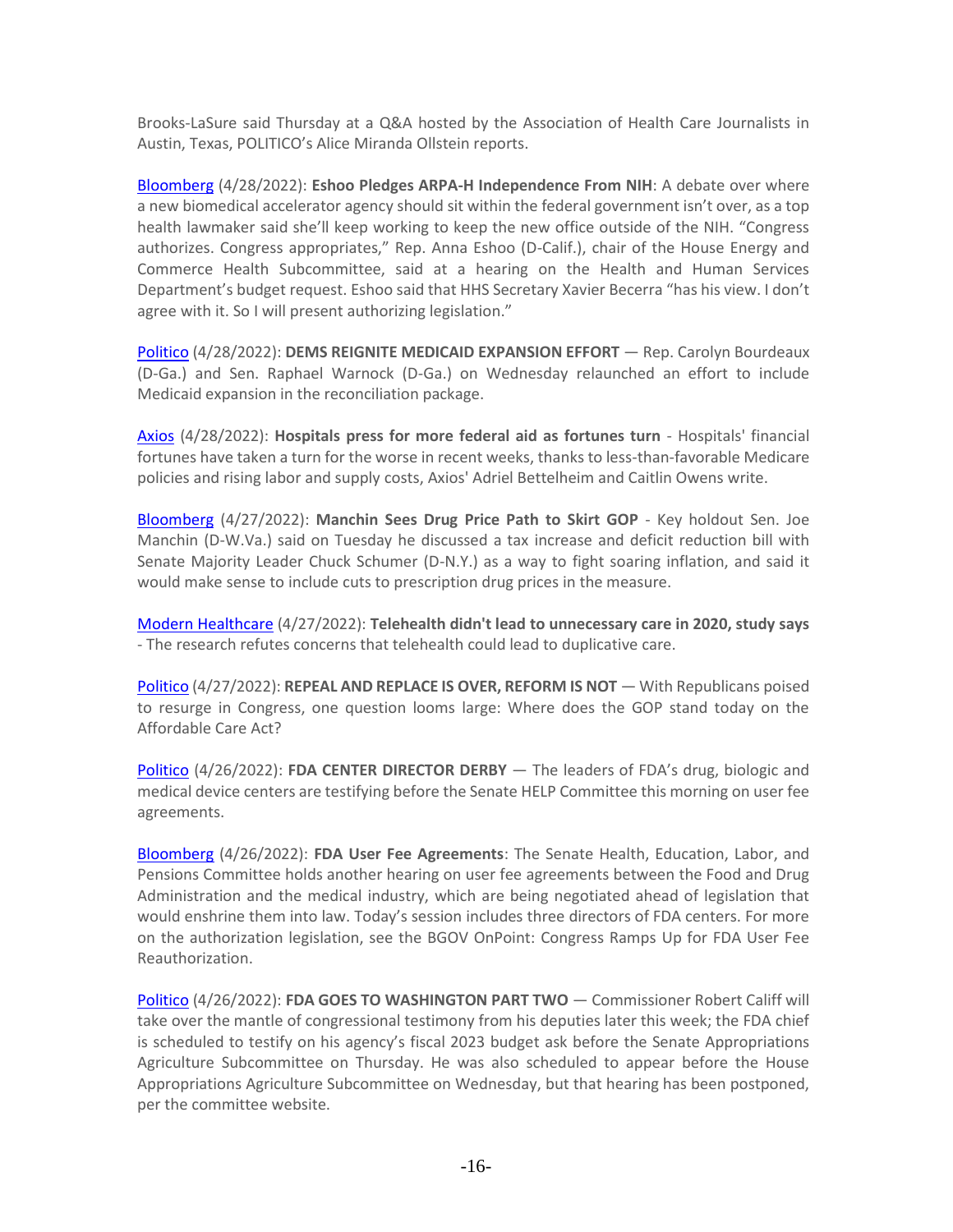Brooks-LaSure said Thursday at a Q&A hosted by the Association of Health Care Journalists in Austin, Texas, POLITICO's Alice Miranda Ollstein reports.

Bloomberg (4/28/2022): **Eshoo Pledges ARPA-H Independence From NIH**: A debate over where a new biomedical accelerator agency should sit within the federal government isn't over, as a top health lawmaker said she'll keep working to keep the new office outside of the NIH. "Congress authorizes. Congress appropriates," Rep. Anna Eshoo (D-Calif.), chair of the House Energy and Commerce Health Subcommittee, said at a hearing on the Health and Human Services Department's budget request. Eshoo said that HHS Secretary Xavier Becerra "has his view. I don't agree with it. So I will present authorizing legislation."

Politico (4/28/2022): **DEMS REIGNITE MEDICAID EXPANSION EFFORT** — Rep. Carolyn Bourdeaux (D-Ga.) and Sen. Raphael Warnock (D-Ga.) on Wednesday relaunched an effort to include Medicaid expansion in the reconciliation package.

Axios (4/28/2022): **Hospitals press for more federal aid as fortunes turn** - Hospitals' financial fortunes have taken a turn for the worse in recent weeks, thanks to less-than-favorable Medicare policies and rising labor and supply costs, Axios' Adriel Bettelheim and Caitlin Owens write.

Bloomberg (4/27/2022): **Manchin Sees Drug Price Path to Skirt GOP** - Key holdout Sen. Joe Manchin (D-W.Va.) said on Tuesday he discussed a tax increase and deficit reduction bill with Senate Majority Leader Chuck Schumer (D-N.Y.) as a way to fight soaring inflation, and said it would make sense to include cuts to prescription drug prices in the measure.

Modern Healthcare (4/27/2022): **Telehealth didn't lead to unnecessary care in 2020, study says** - The research refutes concerns that telehealth could lead to duplicative care.

Politico (4/27/2022): **REPEAL AND REPLACE IS OVER, REFORM IS NOT** — With Republicans poised to resurge in Congress, one question looms large: Where does the GOP stand today on the Affordable Care Act?

Politico (4/26/2022): **FDA CENTER DIRECTOR DERBY** — The leaders of FDA's drug, biologic and medical device centers are testifying before the Senate HELP Committee this morning on user fee agreements.

Bloomberg (4/26/2022): **FDA User Fee Agreements**: The Senate Health, Education, Labor, and Pensions Committee holds another hearing on user fee agreements between the Food and Drug Administration and the medical industry, which are being negotiated ahead of legislation that would enshrine them into law. Today's session includes three directors of FDA centers. For more on the authorization legislation, see the BGOV OnPoint: Congress Ramps Up for FDA User Fee Reauthorization.

Politico (4/26/2022): **FDA GOES TO WASHINGTON PART TWO** — Commissioner Robert Califf will take over the mantle of congressional testimony from his deputies later this week; the FDA chief is scheduled to testify on his agency's fiscal 2023 budget ask before the Senate Appropriations Agriculture Subcommittee on Thursday. He was also scheduled to appear before the House Appropriations Agriculture Subcommittee on Wednesday, but that hearing has been postponed, per the committee website.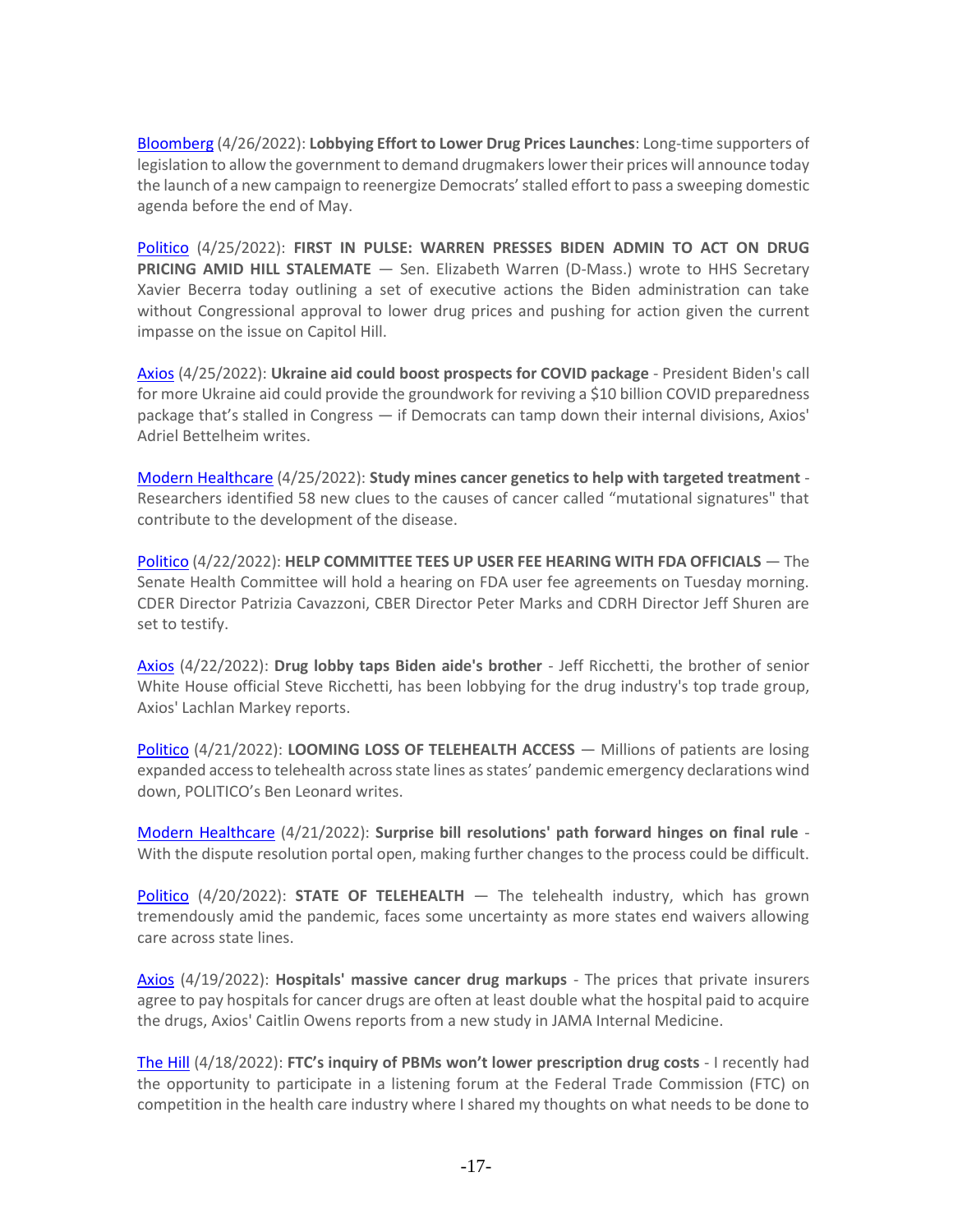Bloomberg (4/26/2022): **Lobbying Effort to Lower Drug Prices Launches**: Long-time supporters of legislation to allow the government to demand drugmakers lower their prices will announce today the launch of a new campaign to reenergize Democrats' stalled effort to pass a sweeping domestic agenda before the end of May.

Politico (4/25/2022): **FIRST IN PULSE: WARREN PRESSES BIDEN ADMIN TO ACT ON DRUG PRICING AMID HILL STALEMATE** — Sen. Elizabeth Warren (D-Mass.) wrote to HHS Secretary Xavier Becerra today outlining a set of executive actions the Biden administration can take without Congressional approval to lower drug prices and pushing for action given the current impasse on the issue on Capitol Hill.

Axios (4/25/2022): **Ukraine aid could boost prospects for COVID package** - President Biden's call for more Ukraine aid could provide the groundwork for reviving a $10 billion COVID preparedness package that's stalled in Congress — if Democrats can tamp down their internal divisions, Axios' Adriel Bettelheim writes.

Modern Healthcare (4/25/2022): **Study mines cancer genetics to help with targeted treatment** - Researchers identified 58 new clues to the causes of cancer called "mutational signatures" that contribute to the development of the disease.

Politico (4/22/2022): **HELP COMMITTEE TEES UP USER FEE HEARING WITH FDA OFFICIALS** — The Senate Health Committee will hold a hearing on FDA user fee agreements on Tuesday morning. CDER Director Patrizia Cavazzoni, CBER Director Peter Marks and CDRH Director Jeff Shuren are set to testify.

Axios (4/22/2022): **Drug lobby taps Biden aide's brother** - Jeff Ricchetti, the brother of senior White House official Steve Ricchetti, has been lobbying for the drug industry's top trade group, Axios' Lachlan Markey reports.

Politico (4/21/2022): **LOOMING LOSS OF TELEHEALTH ACCESS** — Millions of patients are losing expanded access to telehealth across state lines as states' pandemic emergency declarations wind down, POLITICO's Ben Leonard writes.

Modern Healthcare (4/21/2022): **Surprise bill resolutions' path forward hinges on final rule** - With the dispute resolution portal open, making further changes to the process could be difficult.

Politico (4/20/2022): **STATE OF TELEHEALTH** — The telehealth industry, which has grown tremendously amid the pandemic, faces some uncertainty as more states end waivers allowing care across state lines.

Axios (4/19/2022): **Hospitals' massive cancer drug markups** - The prices that private insurers agree to pay hospitals for cancer drugs are often at least double what the hospital paid to acquire the drugs, Axios' Caitlin Owens reports from a new study in JAMA Internal Medicine.

The Hill (4/18/2022): **FTC's inquiry of PBMs won't lower prescription drug costs** - I recently had the opportunity to participate in a listening forum at the Federal Trade Commission (FTC) on competition in the health care industry where I shared my thoughts on what needs to be done to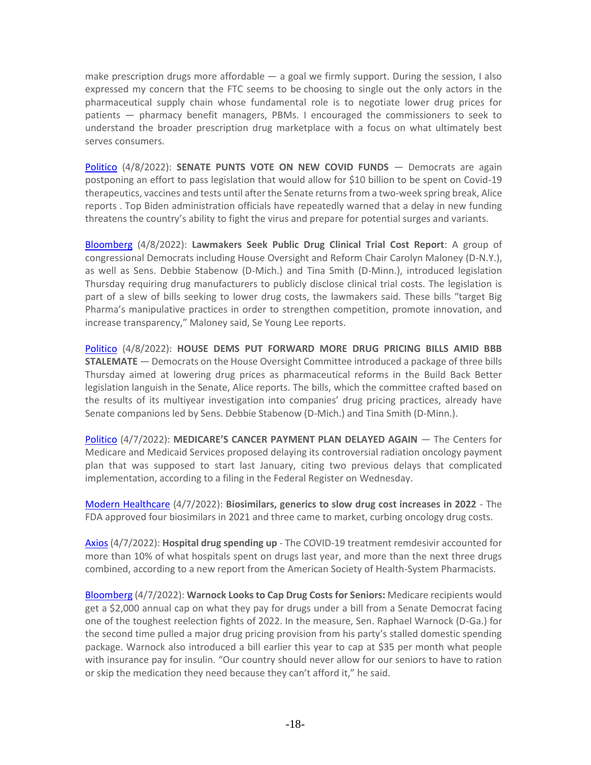make prescription drugs more affordable — a goal we firmly support. During the session, I also expressed my concern that the FTC seems to be choosing to single out the only actors in the pharmaceutical supply chain whose fundamental role is to negotiate lower drug prices for patients — pharmacy benefit managers, PBMs. I encouraged the commissioners to seek to understand the broader prescription drug marketplace with a focus on what ultimately best serves consumers.

Politico (4/8/2022): **SENATE PUNTS VOTE ON NEW COVID FUNDS** — Democrats are again postponing an effort to pass legislation that would allow for $10 billion to be spent on Covid-19 therapeutics, vaccines and tests until after the Senate returns from a two-week spring break, Alice reports . Top Biden administration officials have repeatedly warned that a delay in new funding threatens the country's ability to fight the virus and prepare for potential surges and variants.

Bloomberg (4/8/2022): **Lawmakers Seek Public Drug Clinical Trial Cost Report**: A group of congressional Democrats including House Oversight and Reform Chair Carolyn Maloney (D-N.Y.), as well as Sens. Debbie Stabenow (D-Mich.) and Tina Smith (D-Minn.), introduced legislation Thursday requiring drug manufacturers to publicly disclose clinical trial costs. The legislation is part of a slew of bills seeking to lower drug costs, the lawmakers said. These bills "target Big Pharma's manipulative practices in order to strengthen competition, promote innovation, and increase transparency," Maloney said, Se Young Lee reports.

Politico (4/8/2022): **HOUSE DEMS PUT FORWARD MORE DRUG PRICING BILLS AMID BBB STALEMATE** — Democrats on the House Oversight Committee introduced a package of three bills Thursday aimed at lowering drug prices as pharmaceutical reforms in the Build Back Better legislation languish in the Senate, Alice reports. The bills, which the committee crafted based on the results of its multiyear investigation into companies' drug pricing practices, already have Senate companions led by Sens. Debbie Stabenow (D-Mich.) and Tina Smith (D-Minn.).

Politico (4/7/2022): **MEDICARE'S CANCER PAYMENT PLAN DELAYED AGAIN** — The Centers for Medicare and Medicaid Services proposed delaying its controversial radiation oncology payment plan that was supposed to start last January, citing two previous delays that complicated implementation, according to a filing in the Federal Register on Wednesday.

Modern Healthcare (4/7/2022): **Biosimilars, generics to slow drug cost increases in 2022** - The FDA approved four biosimilars in 2021 and three came to market, curbing oncology drug costs.

Axios (4/7/2022): **Hospital drug spending up** - The COVID-19 treatment remdesivir accounted for more than 10% of what hospitals spent on drugs last year, and more than the next three drugs combined, according to a new report from the American Society of Health-System Pharmacists.

Bloomberg (4/7/2022): **Warnock Looks to Cap Drug Costs for Seniors:** Medicare recipients would get a $2,000 annual cap on what they pay for drugs under a bill from a Senate Democrat facing one of the toughest reelection fights of 2022. In the measure, Sen. Raphael Warnock (D-Ga.) for the second time pulled a major drug pricing provision from his party's stalled domestic spending package. Warnock also introduced a bill earlier this year to cap at $35 per month what people with insurance pay for insulin. "Our country should never allow for our seniors to have to ration or skip the medication they need because they can't afford it," he said.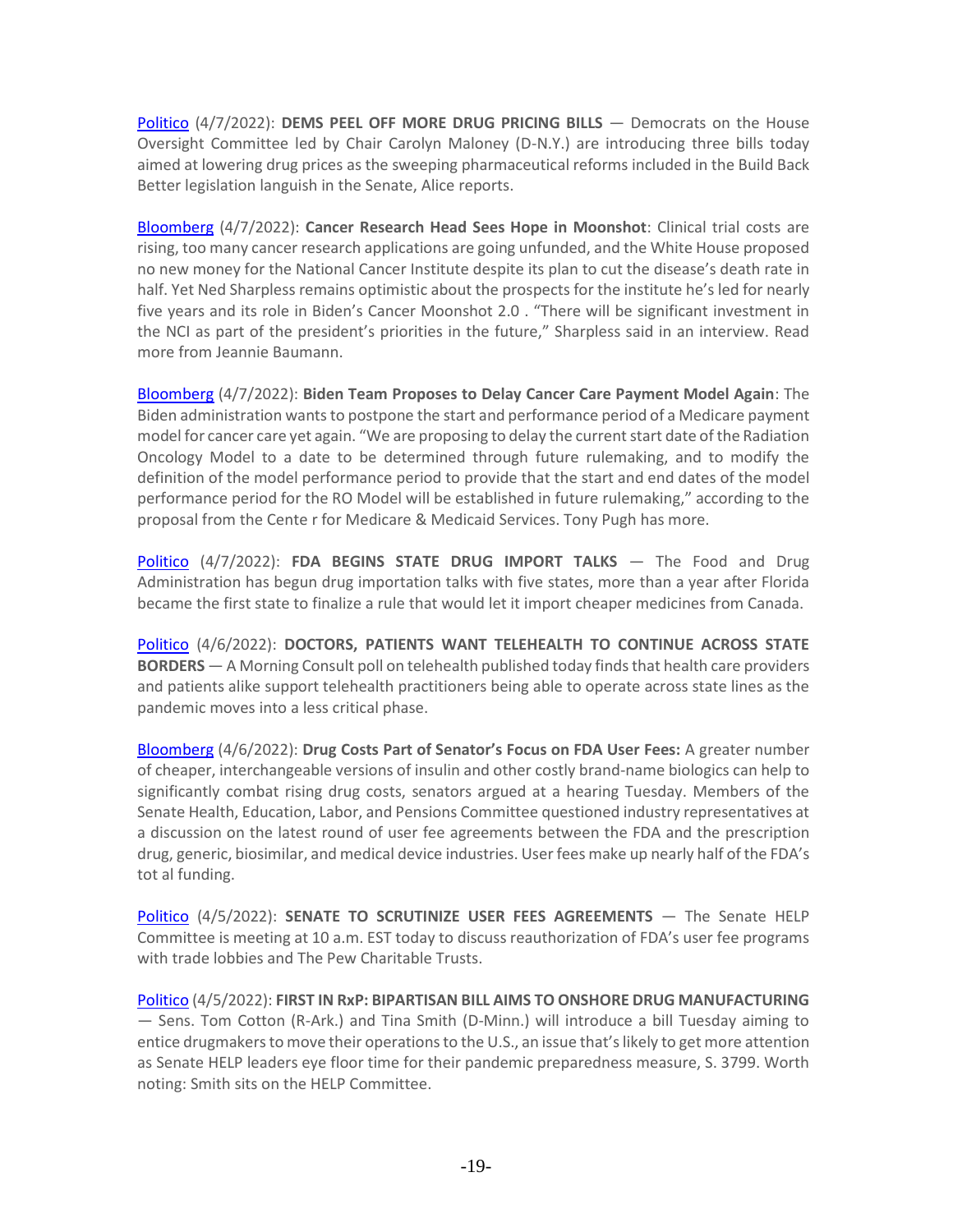Politico (4/7/2022): **DEMS PEEL OFF MORE DRUG PRICING BILLS** — Democrats on the House Oversight Committee led by Chair Carolyn Maloney (D-N.Y.) are introducing three bills today aimed at lowering drug prices as the sweeping pharmaceutical reforms included in the Build Back Better legislation languish in the Senate, Alice reports.

Bloomberg (4/7/2022): **Cancer Research Head Sees Hope in Moonshot**: Clinical trial costs are rising, too many cancer research applications are going unfunded, and the White House proposed no new money for the National Cancer Institute despite its plan to cut the disease's death rate in half. Yet Ned Sharpless remains optimistic about the prospects for the institute he's led for nearly five years and its role in Biden's Cancer Moonshot 2.0 . "There will be significant investment in the NCI as part of the president's priorities in the future," Sharpless said in an interview. Read more from Jeannie Baumann.

Bloomberg (4/7/2022): **Biden Team Proposes to Delay Cancer Care Payment Model Again**: The Biden administration wants to postpone the start and performance period of a Medicare payment model for cancer care yet again. "We are proposing to delay the current start date of the Radiation Oncology Model to a date to be determined through future rulemaking, and to modify the definition of the model performance period to provide that the start and end dates of the model performance period for the RO Model will be established in future rulemaking," according to the proposal from the Cente r for Medicare & Medicaid Services. Tony Pugh has more.

Politico (4/7/2022): **FDA BEGINS STATE DRUG IMPORT TALKS** — The Food and Drug Administration has begun drug importation talks with five states, more than a year after Florida became the first state to finalize a rule that would let it import cheaper medicines from Canada.

Politico (4/6/2022): **DOCTORS, PATIENTS WANT TELEHEALTH TO CONTINUE ACROSS STATE BORDERS** — A Morning Consult poll on telehealth published today finds that health care providers and patients alike support telehealth practitioners being able to operate across state lines as the pandemic moves into a less critical phase.

Bloomberg (4/6/2022): **Drug Costs Part of Senator's Focus on FDA User Fees:** A greater number of cheaper, interchangeable versions of insulin and other costly brand-name biologics can help to significantly combat rising drug costs, senators argued at a hearing Tuesday. Members of the Senate Health, Education, Labor, and Pensions Committee questioned industry representatives at a discussion on the latest round of user fee agreements between the FDA and the prescription drug, generic, biosimilar, and medical device industries. User fees make up nearly half of the FDA's tot al funding.

Politico (4/5/2022): **SENATE TO SCRUTINIZE USER FEES AGREEMENTS** — The Senate HELP Committee is meeting at 10 a.m. EST today to discuss reauthorization of FDA's user fee programs with trade lobbies and The Pew Charitable Trusts.

Politico (4/5/2022): **FIRST IN RxP: BIPARTISAN BILL AIMS TO ONSHORE DRUG MANUFACTURING** — Sens. Tom Cotton (R-Ark.) and Tina Smith (D-Minn.) will introduce a bill Tuesday aiming to entice drugmakers to move their operations to the U.S., an issue that's likely to get more attention as Senate HELP leaders eye floor time for their pandemic preparedness measure, S. 3799. Worth noting: Smith sits on the HELP Committee.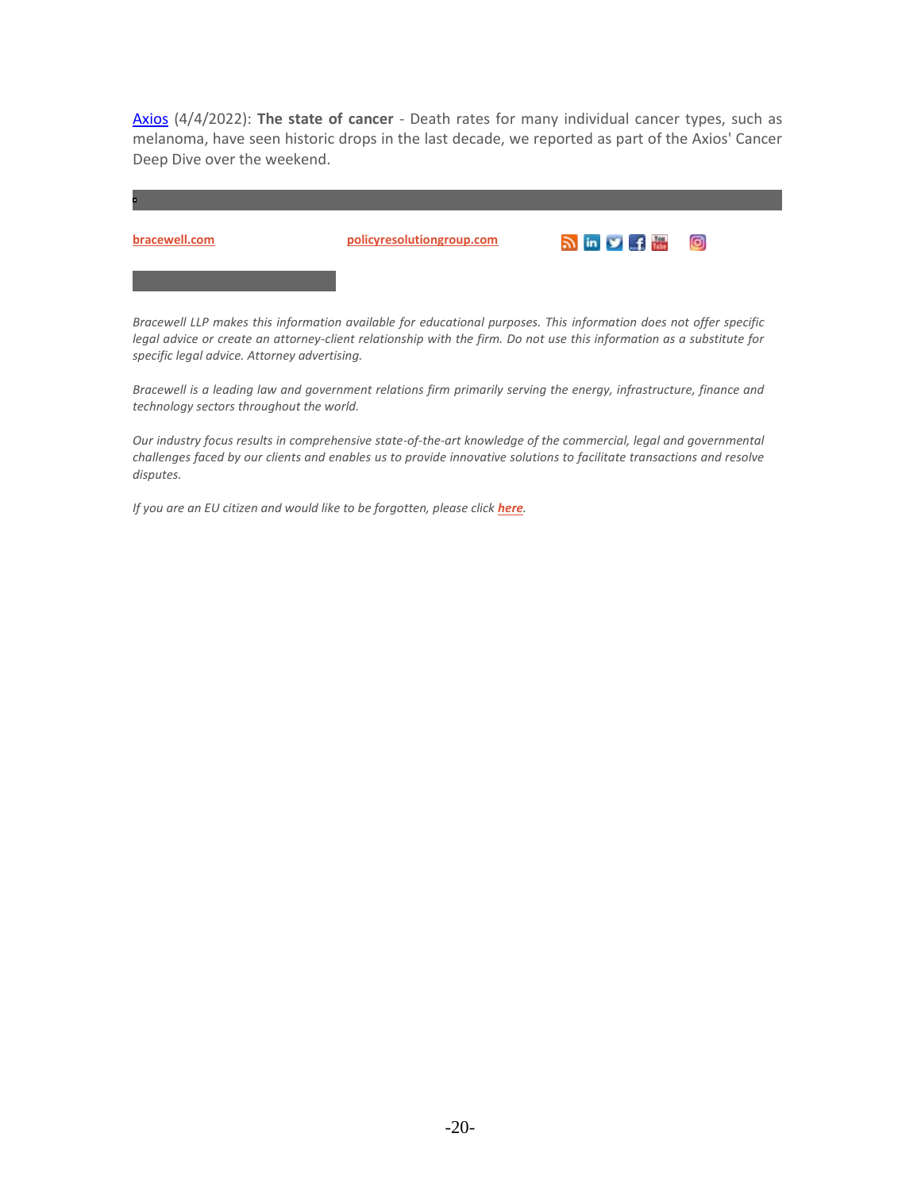Axios (4/4/2022): **The state of cancer** - Death rates for many individual cancer types, such as melanoma, have seen historic drops in the last decade, we reported as part of the Axios' Cancer Deep Dive over the weekend.

**bracewell.com** **policyresolutiongroup.com**

*Bracewell LLP makes this information available for educational purposes. This information does not offer specific legal advice or create an attorney-client relationship with the firm. Do not use this information as a substitute for specific legal advice. Attorney advertising.*

*Bracewell is a leading law and government relations firm primarily serving the energy, infrastructure, finance and technology sectors throughout the world.*

*Our industry focus results in comprehensive state-of-the-art knowledge of the commercial, legal and governmental challenges faced by our clients and enables us to provide innovative solutions to facilitate transactions and resolve disputes.*

*If you are an EU citizen and would like to be forgotten, please click **here**.*